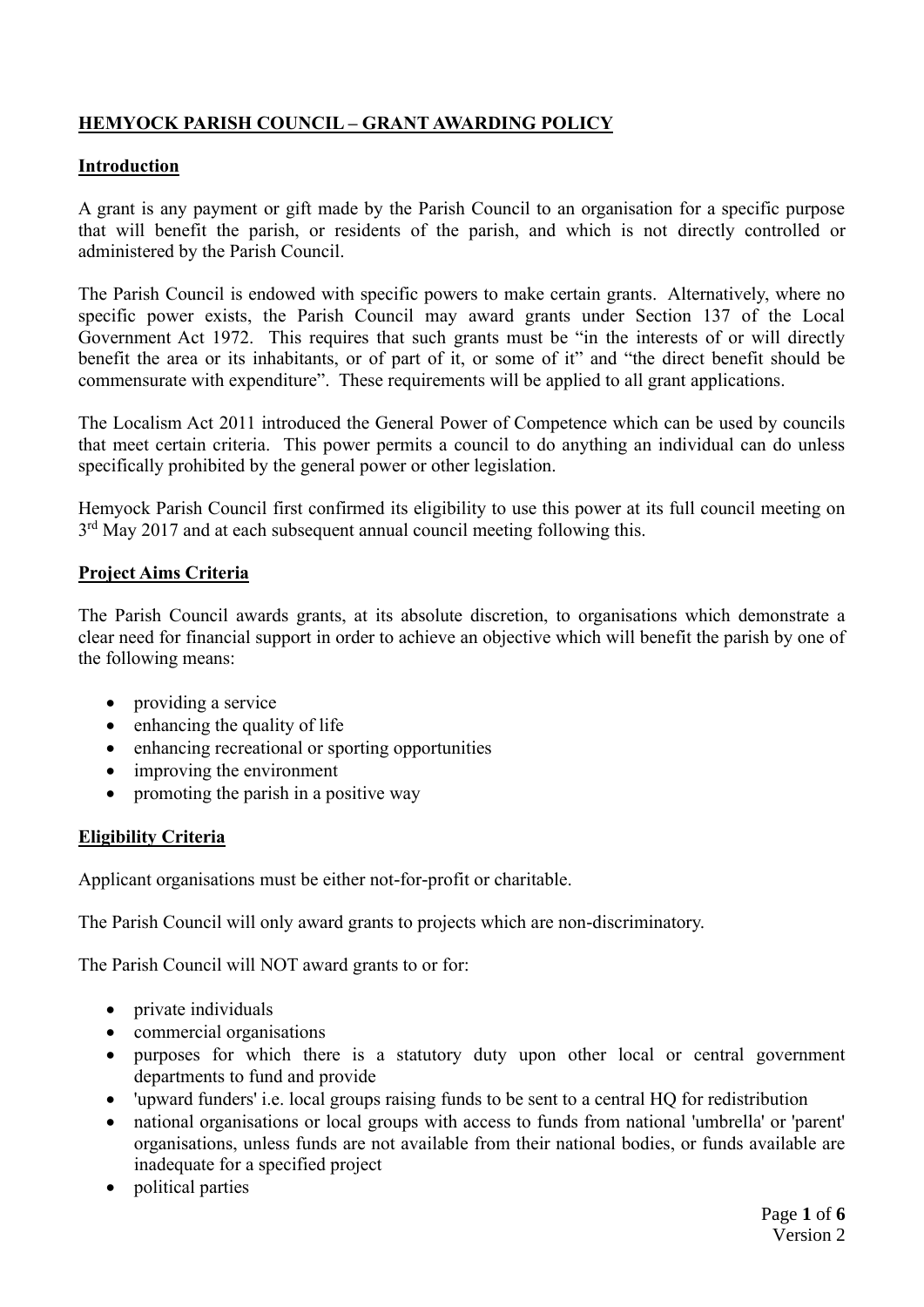# HEMYOCK PARISH COUNCIL – GRANT AWARDING POLICY

## Introduction

A grant is any payment or gift made by the Parish Council to an organisation for a specific purpose that will benefit the parish, or residents of the parish, and which is not directly controlled or administered by the Parish Council.

The Parish Council is endowed with specific powers to make certain grants. Alternatively, where no specific power exists, the Parish Council may award grants under Section 137 of the Local Government Act 1972. This requires that such grants must be "in the interests of or will directly benefit the area or its inhabitants, or of part of it, or some of it" and "the direct benefit should be commensurate with expenditure". These requirements will be applied to all grant applications.

The Localism Act 2011 introduced the General Power of Competence which can be used by councils that meet certain criteria. This power permits a council to do anything an individual can do unless specifically prohibited by the general power or other legislation.

Hemyock Parish Council first confirmed its eligibility to use this power at its full council meeting on 3rd May 2017 and at each subsequent annual council meeting following this.

## Project Aims Criteria

The Parish Council awards grants, at its absolute discretion, to organisations which demonstrate a clear need for financial support in order to achieve an objective which will benefit the parish by one of the following means:

- providing a service
- enhancing the quality of life
- enhancing recreational or sporting opportunities
- improving the environment
- promoting the parish in a positive way

## Eligibility Criteria

Applicant organisations must be either not-for-profit or charitable.

The Parish Council will only award grants to projects which are non-discriminatory.

The Parish Council will NOT award grants to or for:

- private individuals
- commercial organisations
- purposes for which there is a statutory duty upon other local or central government departments to fund and provide
- 'upward funders' i.e. local groups raising funds to be sent to a central HQ for redistribution
- national organisations or local groups with access to funds from national 'umbrella' or 'parent' organisations, unless funds are not available from their national bodies, or funds available are inadequate for a specified project
- political parties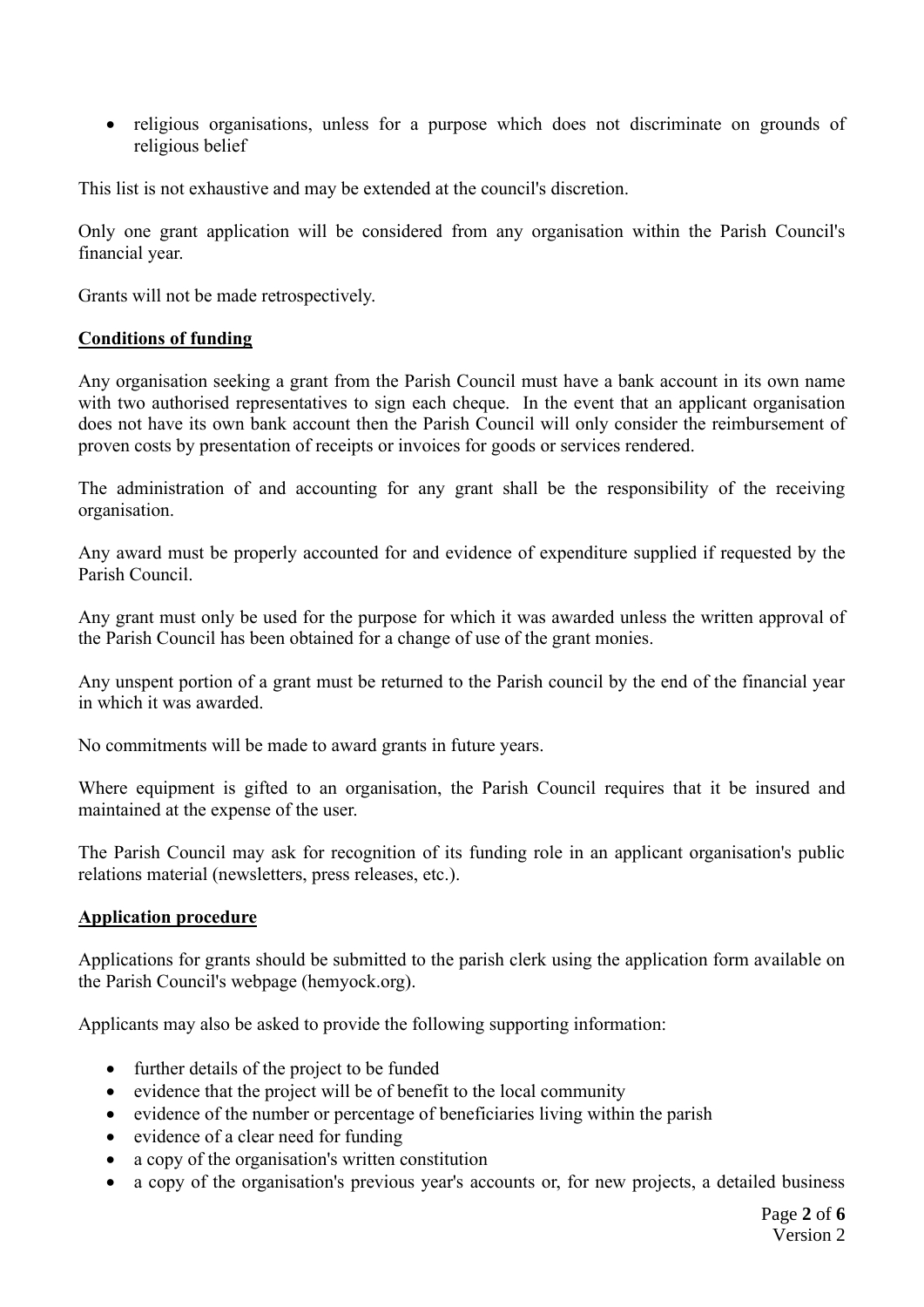- religious organisations, unless for a purpose which does not discriminate on grounds of religious belief

This list is not exhaustive and may be extended at the council's discretion.

Only one grant application will be considered from any organisation within the Parish Council's financial year.

Grants will not be made retrospectively.

**Conditions of funding**

Any organisation seeking a grant from the Parish Council must have a bank account in its own name with two authorised representatives to sign each cheque. In the event that an applicant organisation does not have its own bank account then the Parish Council will only consider the reimbursement of proven costs by presentation of receipts or invoices for goods or services rendered.

The administration of and accounting for any grant shall be the responsibility of the receiving organisation.

Any award must be properly accounted for and evidence of expenditure supplied if requested by the Parish Council.

Any grant must only be used for the purpose for which it was awarded unless the written approval of the Parish Council has been obtained for a change of use of the grant monies.

Any unspent portion of a grant must be returned to the Parish council by the end of the financial year in which it was awarded.

No commitments will be made to award grants in future years.

Where equipment is gifted to an organisation, the Parish Council requires that it be insured and maintained at the expense of the user.

The Parish Council may ask for recognition of its funding role in an applicant organisation's public relations material (newsletters, press releases, etc.).

**Application procedure**

Applications for grants should be submitted to the parish clerk using the application form available on the Parish Council's webpage (hemyock.org).

Applicants may also be asked to provide the following supporting information:

- further details of the project to be funded
- evidence that the project will be of benefit to the local community
- evidence of the number or percentage of beneficiaries living within the parish
- evidence of a clear need for funding
- a copy of the organisation's written constitution
- a copy of the organisation's previous year's accounts or, for new projects, a detailed business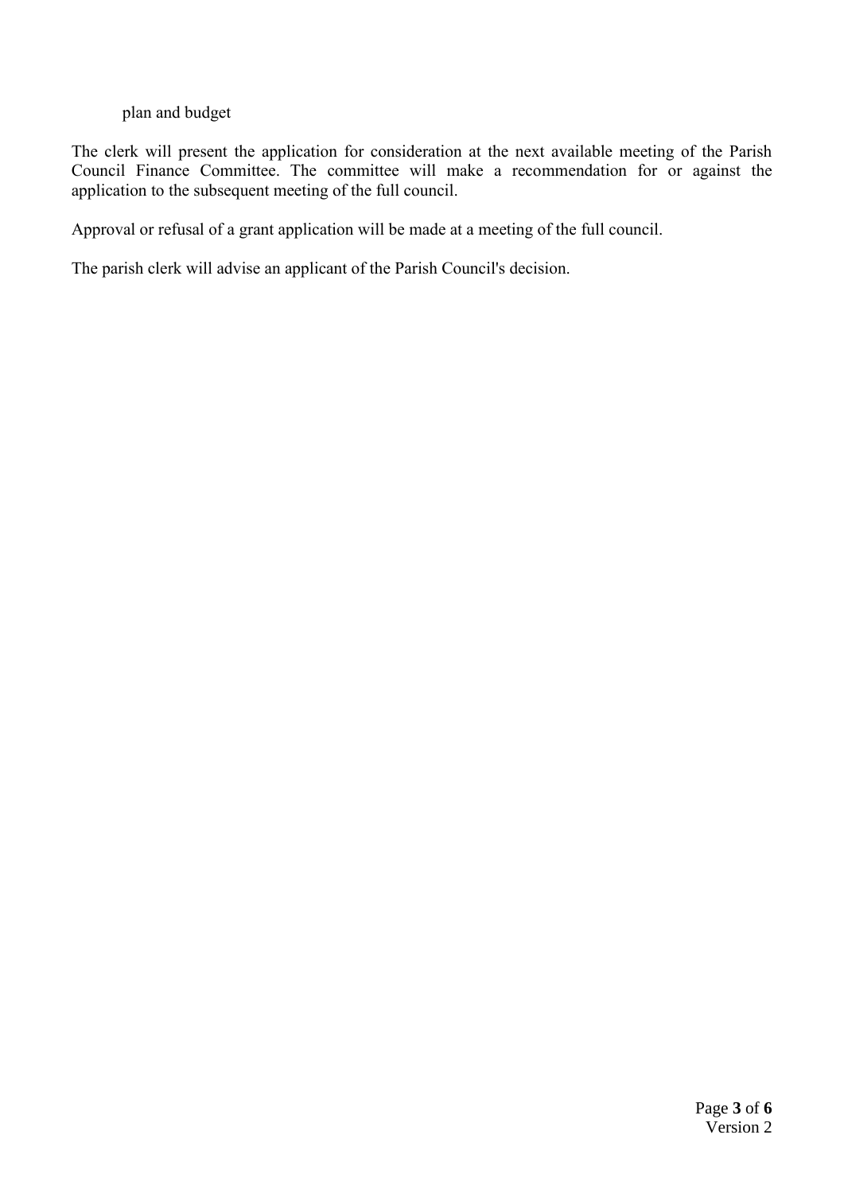plan and budget

The clerk will present the application for consideration at the next available meeting of the Parish Council Finance Committee. The committee will make a recommendation for or against the application to the subsequent meeting of the full council.

Approval or refusal of a grant application will be made at a meeting of the full council.

The parish clerk will advise an applicant of the Parish Council's decision.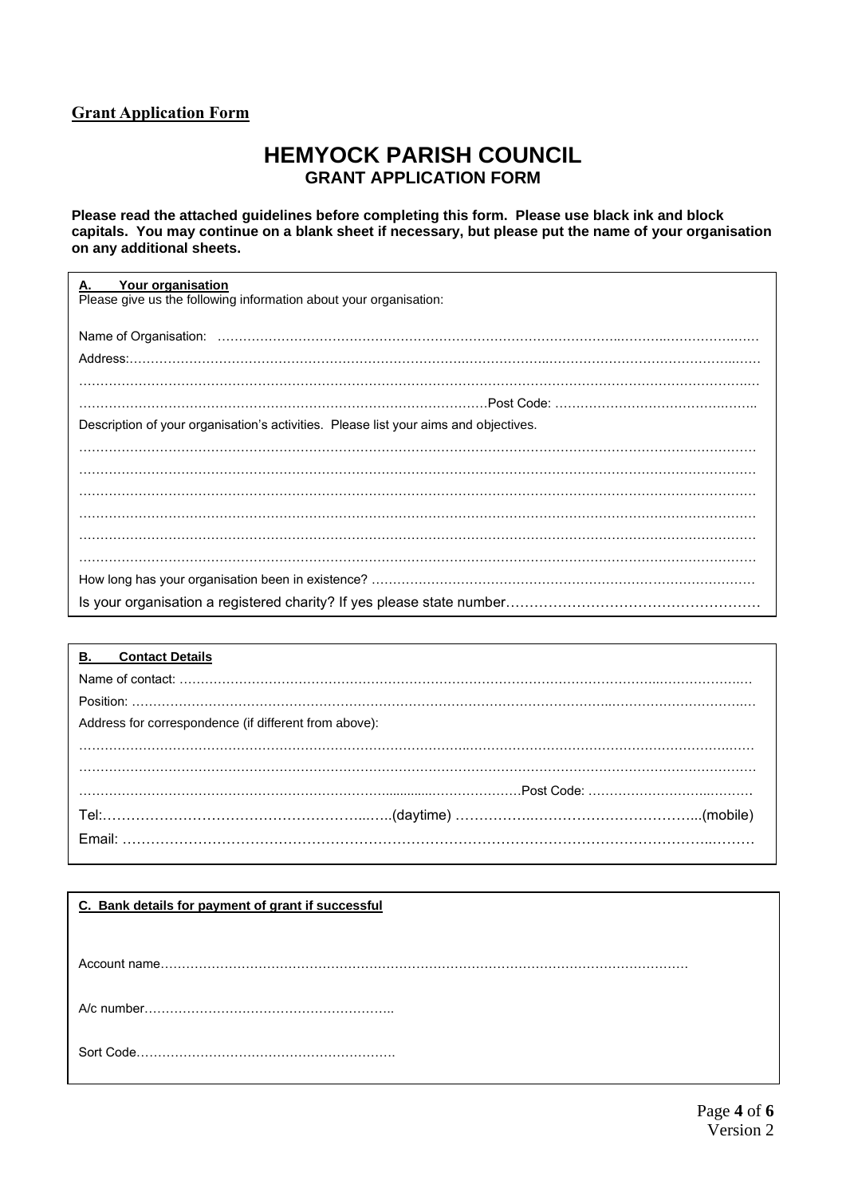**Grant Application Form**

# HEMYOCK PARISH COUNCIL

## GRANT APPLICATION FORM

**Please read the attached guidelines before completing this form. Please use black ink and block capitals. You may continue on a blank sheet if necessary, but please put the name of your organisation on any additional sheets.**

### A. Your organisation

Please give us the following information about your organisation:

Name of Organisation: ……………………………………………………………………………………………………………

Address:……………………………………………………………………………………………………………………………

……………………………………………………………………………………………………………………………………

……………………………………………………………………………………Post Code: ………………………………………

Description of your organisation's activities. Please list your aims and objectives.

……………………………………………………………………………………………………………………………………

……………………………………………………………………………………………………………………………………

……………………………………………………………………………………………………………………………………

……………………………………………………………………………………………………………………………………

……………………………………………………………………………………………………………………………………

……………………………………………………………………………………………………………………………………

How long has your organisation been in existence? ……………………………………………………………………………

Is your organisation a registered charity? If yes please state number…………………………………………………

### B. Contact Details

Name of contact: ………………………………………………………………………………………………………………

Position: ………………………………………………………………………………………………………………………

Address for correspondence (if different from above):

……………………………………………………………………………………………………………………………………

……………………………………………………………………………………………………………………………………

…………………………………………………………………………………………Post Code: ……………………………

Tel:……………………………………………………..(daytime) …………………………………………………...(mobile)

Email: …………………………………………………………………………………………………………………………

### C. Bank details for payment of grant if successful

Account name……………………………………………………………………………………………………………

A/c number…………………………………………………..

Sort Code…………………………………………………….

Version 2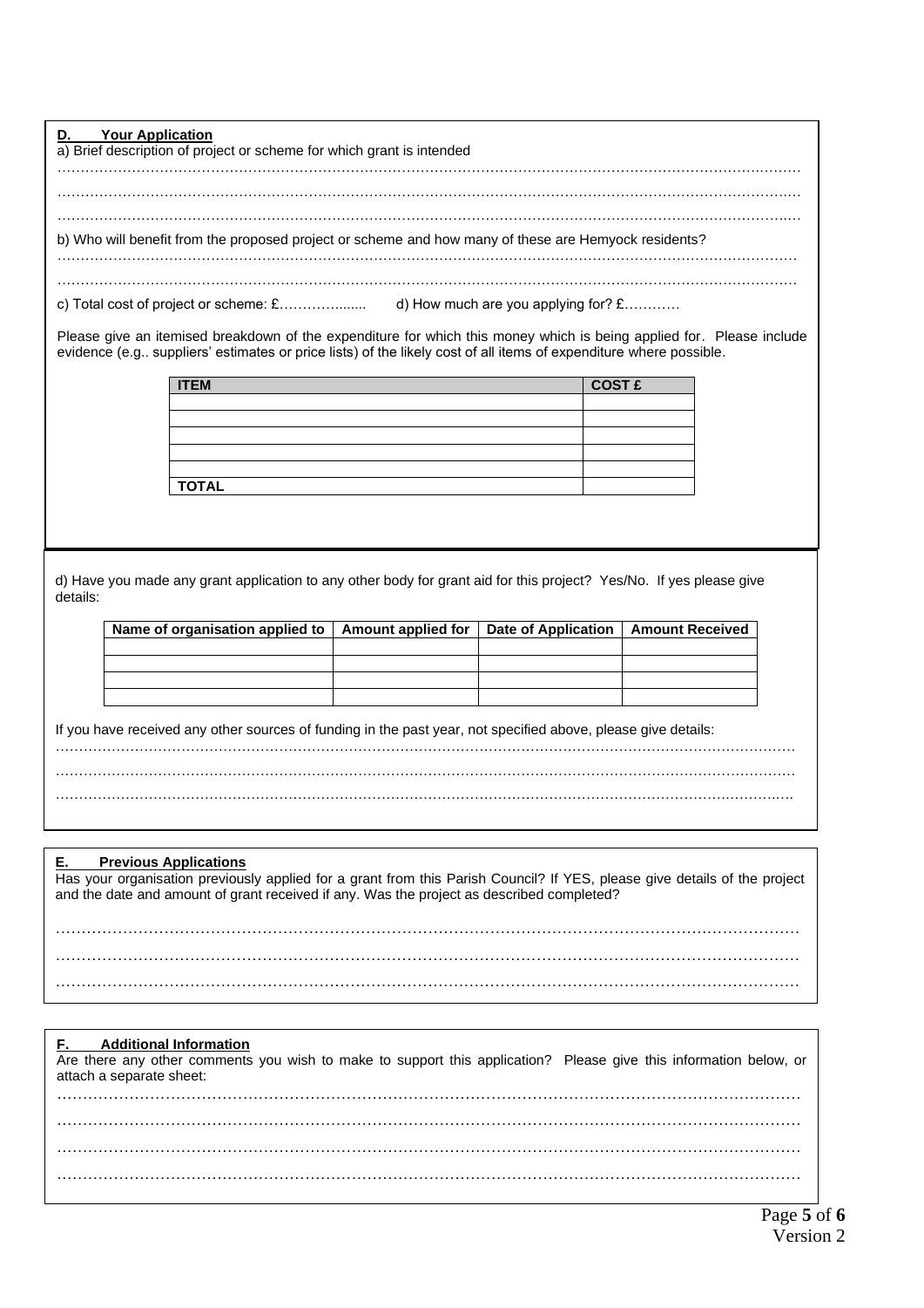## D. Your Application

a) Brief description of project or scheme for which grant is intended

…………………………………………………………………………………………………………………………………………

…………………………………………………………………………………………………………………………………………

…………………………………………………………………………………………………………………………………………

b) Who will benefit from the proposed project or scheme and how many of these are Hemyock residents?

…………………………………………………………………………………………………………………………………………

…………………………………………………………………………………………………………………………………………

c) Total cost of project or scheme: £……………....... d) How much are you applying for? £…………

Please give an itemised breakdown of the expenditure for which this money which is being applied for. Please include evidence (e.g.. suppliers' estimates or price lists) of the likely cost of all items of expenditure where possible.

| ITEM | COST £ |
|---|---|
| | |
| | |
| | |
| | |
| | |
| TOTAL | |

d) Have you made any grant application to any other body for grant aid for this project? Yes/No. If yes please give details:

| Name of organisation applied to | Amount applied for | Date of Application | Amount Received |
|---|---|---|---|
| | | | |
| | | | |
| | | | |
| | | | |

If you have received any other sources of funding in the past year, not specified above, please give details:

…………………………………………………………………………………………………………………………………………

…………………………………………………………………………………………………………………………………………

…………………………………………………………………………………………………………………………………………

## E. Previous Applications

Has your organisation previously applied for a grant from this Parish Council? If YES, please give details of the project and the date and amount of grant received if any. Was the project as described completed?

…………………………………………………………………………………………………………………………………………

…………………………………………………………………………………………………………………………………………

…………………………………………………………………………………………………………………………………………

## F. Additional Information

Are there any other comments you wish to make to support this application? Please give this information below, or attach a separate sheet:

…………………………………………………………………………………………………………………………………………

…………………………………………………………………………………………………………………………………………

…………………………………………………………………………………………………………………………………………

…………………………………………………………………………………………………………………………………………

Version 2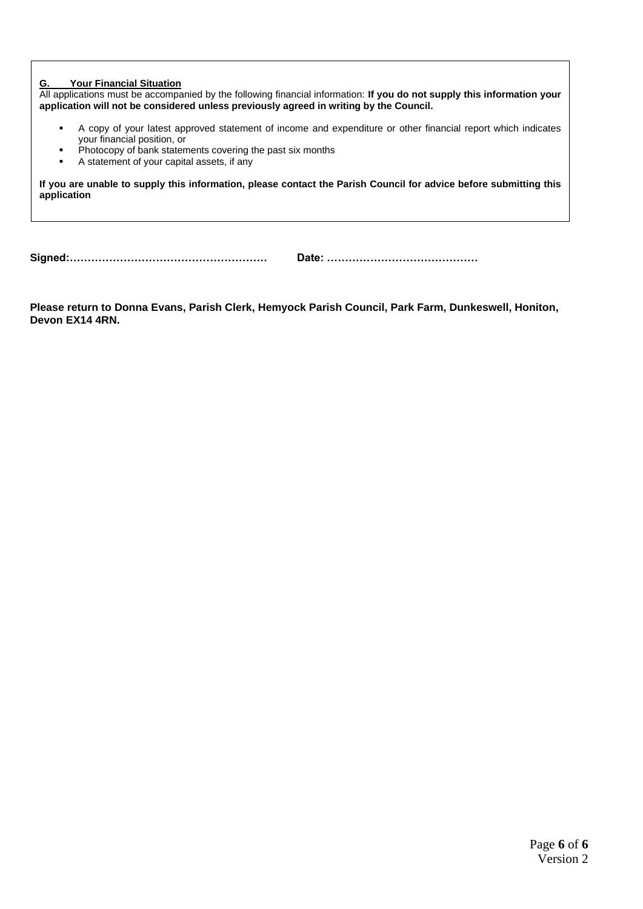## G. Your Financial Situation

All applications must be accompanied by the following financial information: **If you do not supply this information your application will not be considered unless previously agreed in writing by the Council.**

- A copy of your latest approved statement of income and expenditure or other financial report which indicates your financial position, or
- Photocopy of bank statements covering the past six months
- A statement of your capital assets, if any

**If you are unable to supply this information, please contact the Parish Council for advice before submitting this application**

**Signed:……………………………………………… Date: ……………………………………**

**Please return to Donna Evans, Parish Clerk, Hemyock Parish Council, Park Farm, Dunkeswell, Honiton, Devon EX14 4RN.**

Version 2